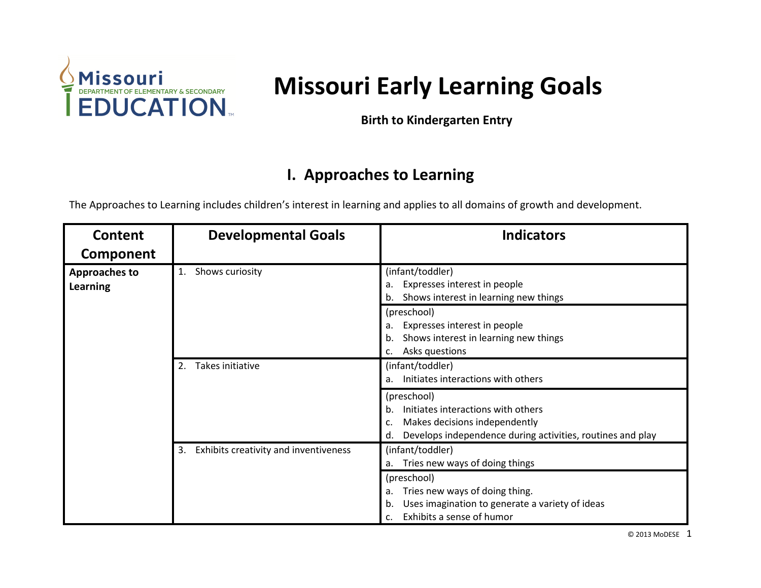Missouri Department of Elementary & Secondary Education

# Missouri Early Learning Goals

**Birth to Kindergarten Entry**

## I. Approaches to Learning

The Approaches to Learning includes children's interest in learning and applies to all domains of growth and development.

| Content Component | Developmental Goals | Indicators |
|---|---|---|
| **Approaches to Learning** | 1. Shows curiosity | (infant/toddler)<br>a. Expresses interest in people<br>b. Shows interest in learning new things |
| | | (preschool)<br>a. Expresses interest in people<br>b. Shows interest in learning new things<br>c. Asks questions |
| | 2. Takes initiative | (infant/toddler)<br>a. Initiates interactions with others |
| | | (preschool)<br>b. Initiates interactions with others<br>c. Makes decisions independently<br>d. Develops independence during activities, routines and play |
| | 3. Exhibits creativity and inventiveness | (infant/toddler)<br>a. Tries new ways of doing things |
| | | (preschool)<br>a. Tries new ways of doing thing.<br>b. Uses imagination to generate a variety of ideas<br>c. Exhibits a sense of humor |

© 2013 MoDESE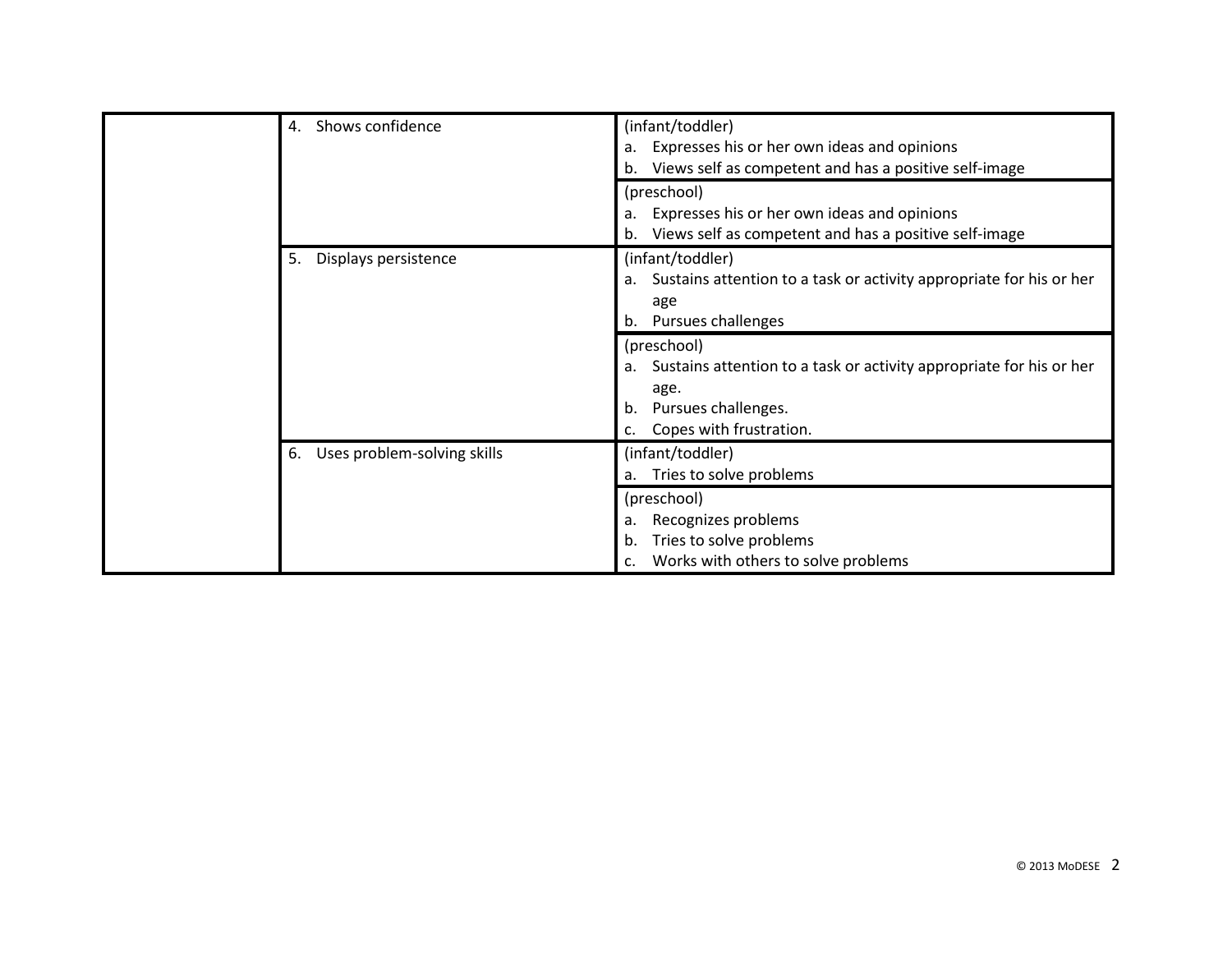|  |  |  |
| --- | --- | --- |
|  | 4. Shows confidence | (infant/toddler)<br>a. Expresses his or her own ideas and opinions<br>b. Views self as competent and has a positive self-image |
|  |  | (preschool)<br>a. Expresses his or her own ideas and opinions<br>b. Views self as competent and has a positive self-image |
|  | 5. Displays persistence | (infant/toddler)<br>a. Sustains attention to a task or activity appropriate for his or her age<br>b. Pursues challenges |
|  |  | (preschool)<br>a. Sustains attention to a task or activity appropriate for his or her age.<br>b. Pursues challenges.<br>c. Copes with frustration. |
|  | 6. Uses problem-solving skills | (infant/toddler)<br>a. Tries to solve problems |
|  |  | (preschool)<br>a. Recognizes problems<br>b. Tries to solve problems<br>c. Works with others to solve problems |

© 2013 MoDESE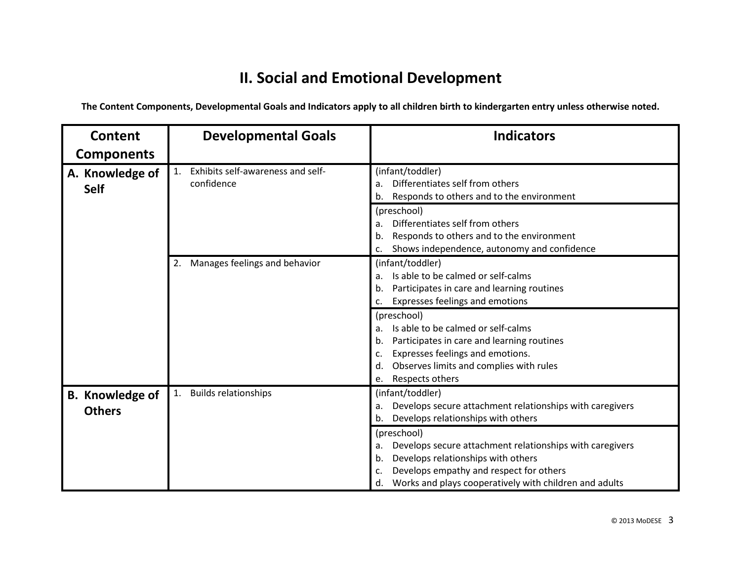# II. Social and Emotional Development

**The Content Components, Developmental Goals and Indicators apply to all children birth to kindergarten entry unless otherwise noted.**

| Content Components | Developmental Goals | Indicators |
|---|---|---|
| A. Knowledge of Self | 1. Exhibits self-awareness and self-confidence | (infant/toddler)<br>a. Differentiates self from others<br>b. Responds to others and to the environment |
| | | (preschool)<br>a. Differentiates self from others<br>b. Responds to others and to the environment<br>c. Shows independence, autonomy and confidence |
| | 2. Manages feelings and behavior | (infant/toddler)<br>a. Is able to be calmed or self-calms<br>b. Participates in care and learning routines<br>c. Expresses feelings and emotions |
| | | (preschool)<br>a. Is able to be calmed or self-calms<br>b. Participates in care and learning routines<br>c. Expresses feelings and emotions.<br>d. Observes limits and complies with rules<br>e. Respects others |
| B. Knowledge of Others | 1. Builds relationships | (infant/toddler)<br>a. Develops secure attachment relationships with caregivers<br>b. Develops relationships with others |
| | | (preschool)<br>a. Develops secure attachment relationships with caregivers<br>b. Develops relationships with others<br>c. Develops empathy and respect for others<br>d. Works and plays cooperatively with children and adults |

© 2013 MoDESE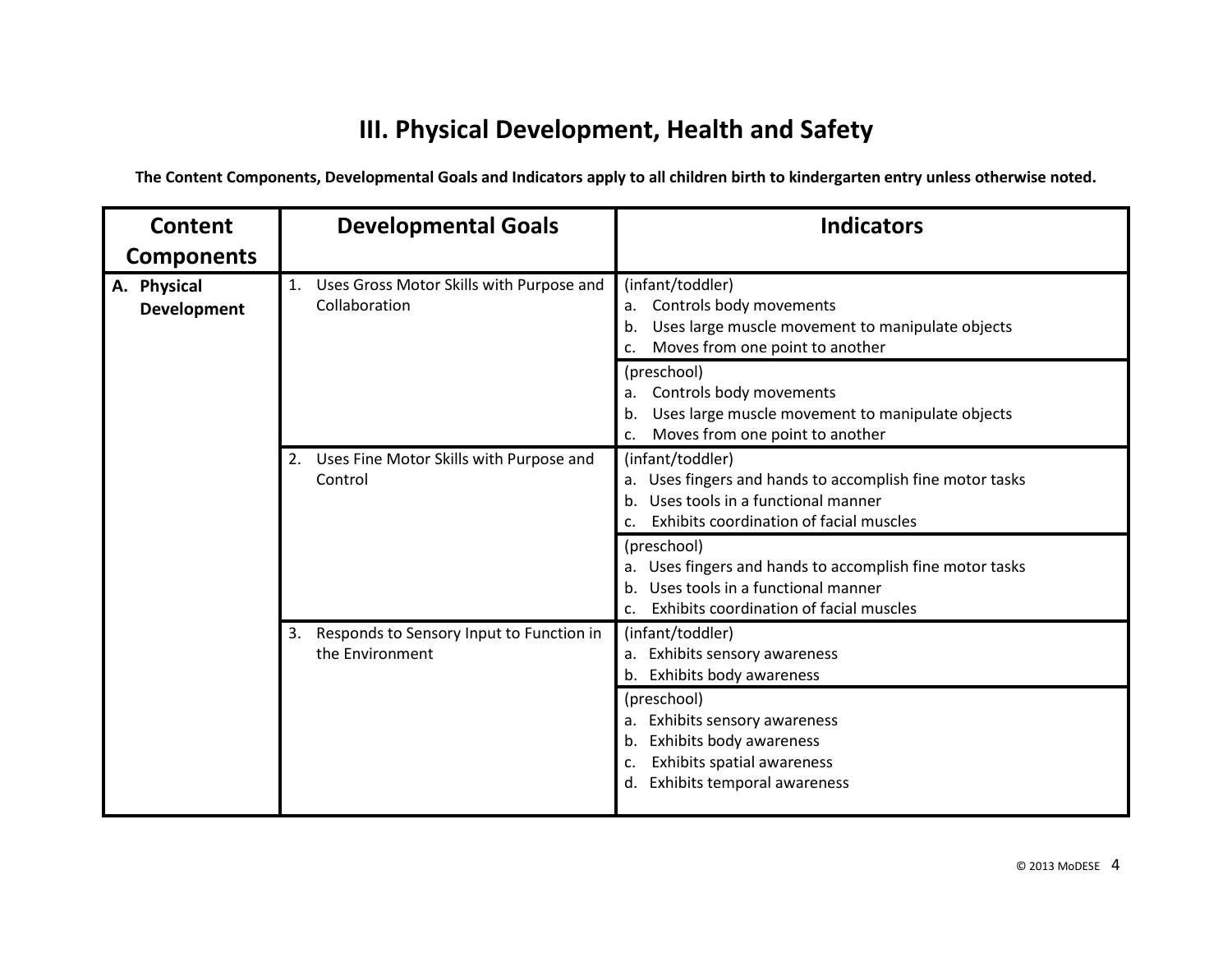# III. Physical Development, Health and Safety

**The Content Components, Developmental Goals and Indicators apply to all children birth to kindergarten entry unless otherwise noted.**

| Content Components | Developmental Goals | Indicators |
|---|---|---|
| **A. Physical Development** | 1. Uses Gross Motor Skills with Purpose and Collaboration | (infant/toddler)<br>a. Controls body movements<br>b. Uses large muscle movement to manipulate objects<br>c. Moves from one point to another |
| | | (preschool)<br>a. Controls body movements<br>b. Uses large muscle movement to manipulate objects<br>c. Moves from one point to another |
| | 2. Uses Fine Motor Skills with Purpose and Control | (infant/toddler)<br>a. Uses fingers and hands to accomplish fine motor tasks<br>b. Uses tools in a functional manner<br>c. Exhibits coordination of facial muscles |
| | | (preschool)<br>a. Uses fingers and hands to accomplish fine motor tasks<br>b. Uses tools in a functional manner<br>c. Exhibits coordination of facial muscles |
| | 3. Responds to Sensory Input to Function in the Environment | (infant/toddler)<br>a. Exhibits sensory awareness<br>b. Exhibits body awareness |
| | | (preschool)<br>a. Exhibits sensory awareness<br>b. Exhibits body awareness<br>c. Exhibits spatial awareness<br>d. Exhibits temporal awareness |

© 2013 MoDESE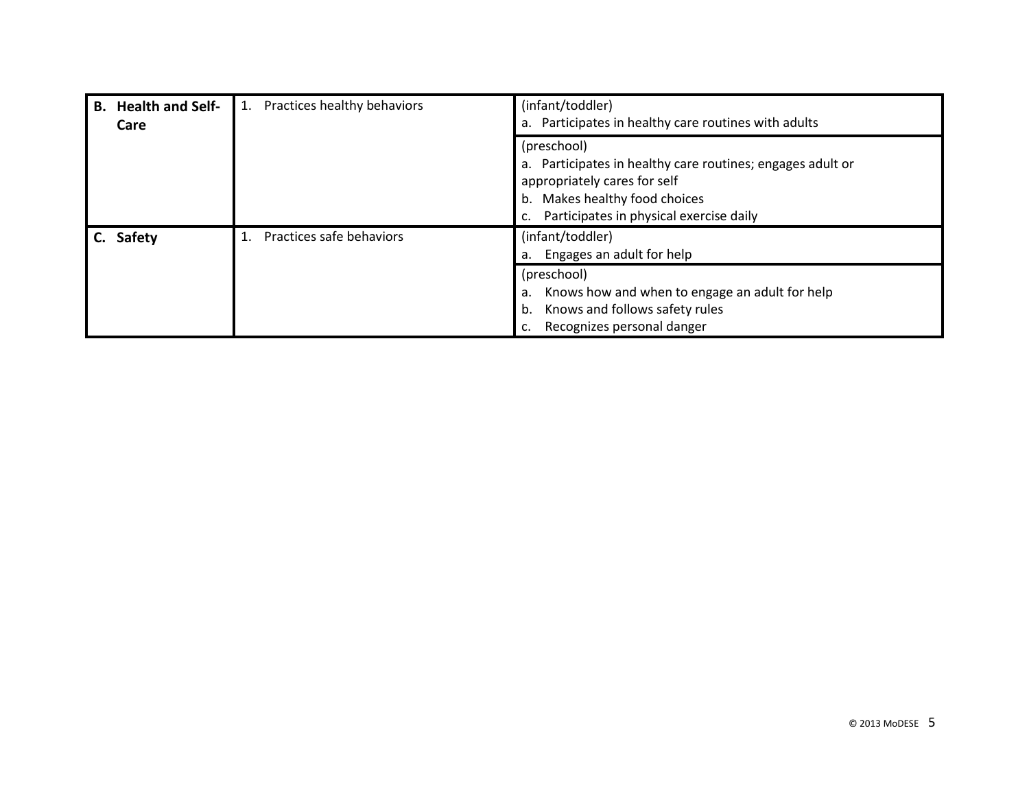| | | |
|---|---|---|
| **B. Health and Self-Care** | 1. Practices healthy behaviors | (infant/toddler)<br>a. Participates in healthy care routines with adults |
| | | (preschool)<br>a. Participates in healthy care routines; engages adult or appropriately cares for self<br>b. Makes healthy food choices<br>c. Participates in physical exercise daily |
| **C. Safety** | 1. Practices safe behaviors | (infant/toddler)<br>a. Engages an adult for help |
| | | (preschool)<br>a. Knows how and when to engage an adult for help<br>b. Knows and follows safety rules<br>c. Recognizes personal danger |

© 2013 MoDESE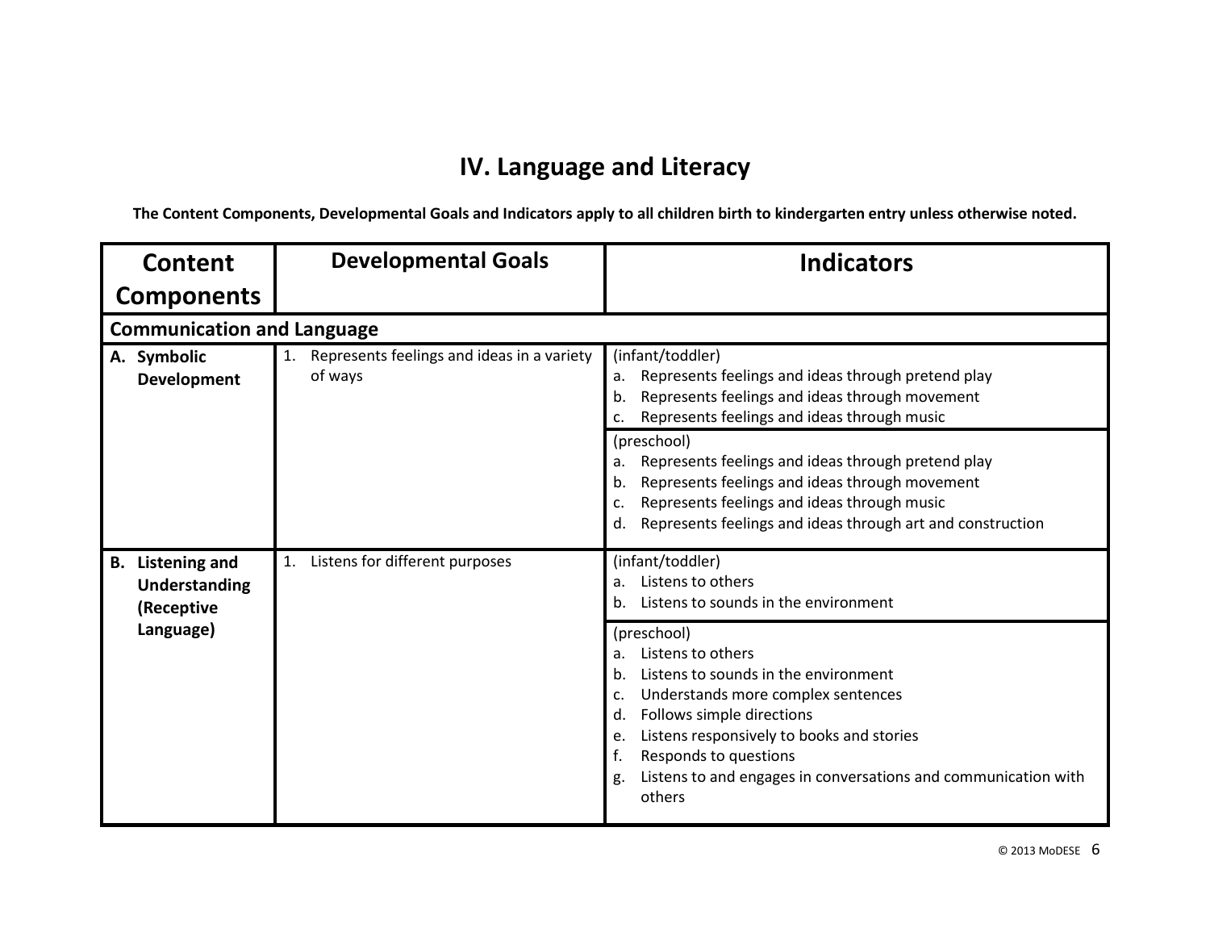# IV. Language and Literacy

**The Content Components, Developmental Goals and Indicators apply to all children birth to kindergarten entry unless otherwise noted.**

| Content Components | Developmental Goals | Indicators |
|---|---|---|
| **Communication and Language** | | |
| **A. Symbolic Development** | 1. Represents feelings and ideas in a variety of ways | (infant/toddler)<br>a. Represents feelings and ideas through pretend play<br>b. Represents feelings and ideas through movement<br>c. Represents feelings and ideas through music |
| | | (preschool)<br>a. Represents feelings and ideas through pretend play<br>b. Represents feelings and ideas through movement<br>c. Represents feelings and ideas through music<br>d. Represents feelings and ideas through art and construction |
| **B. Listening and Understanding (Receptive Language)** | 1. Listens for different purposes | (infant/toddler)<br>a. Listens to others<br>b. Listens to sounds in the environment |
| | | (preschool)<br>a. Listens to others<br>b. Listens to sounds in the environment<br>c. Understands more complex sentences<br>d. Follows simple directions<br>e. Listens responsively to books and stories<br>f. Responds to questions<br>g. Listens to and engages in conversations and communication with others |

© 2013 MoDESE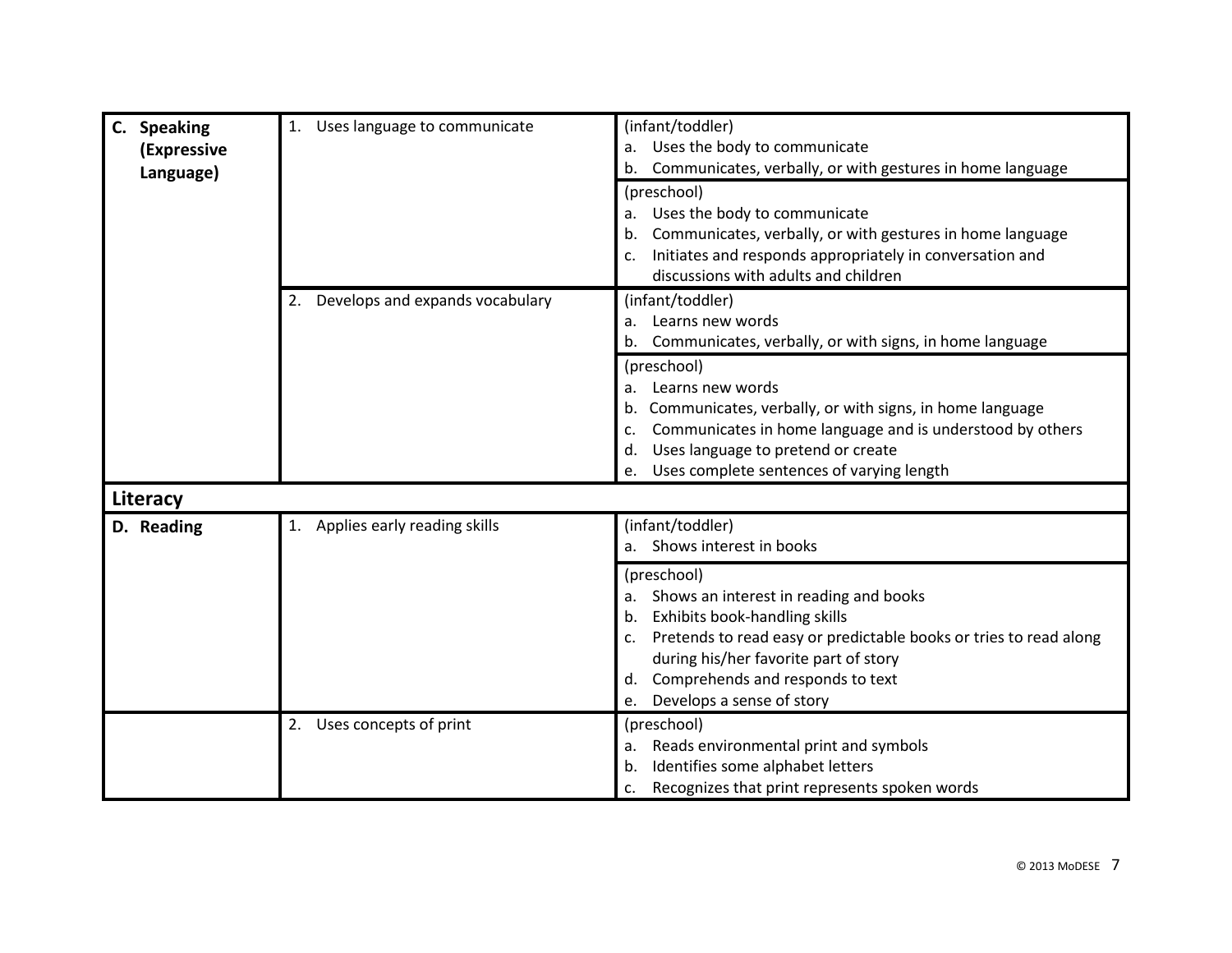| | | |
|---|---|---|
| **C. Speaking (Expressive Language)** | 1. Uses language to communicate | (infant/toddler)<br>a. Uses the body to communicate<br>b. Communicates, verbally, or with gestures in home language |
| | | (preschool)<br>a. Uses the body to communicate<br>b. Communicates, verbally, or with gestures in home language<br>c. Initiates and responds appropriately in conversation and discussions with adults and children |
| | 2. Develops and expands vocabulary | (infant/toddler)<br>a. Learns new words<br>b. Communicates, verbally, or with signs, in home language |
| | | (preschool)<br>a. Learns new words<br>b. Communicates, verbally, or with signs, in home language<br>c. Communicates in home language and is understood by others<br>d. Uses language to pretend or create<br>e. Uses complete sentences of varying length |
| **Literacy** | | |
| **D. Reading** | 1. Applies early reading skills | (infant/toddler)<br>a. Shows interest in books |
| | | (preschool)<br>a. Shows an interest in reading and books<br>b. Exhibits book-handling skills<br>c. Pretends to read easy or predictable books or tries to read along during his/her favorite part of story<br>d. Comprehends and responds to text<br>e. Develops a sense of story |
| | 2. Uses concepts of print | (preschool)<br>a. Reads environmental print and symbols<br>b. Identifies some alphabet letters<br>c. Recognizes that print represents spoken words |

© 2013 MoDESE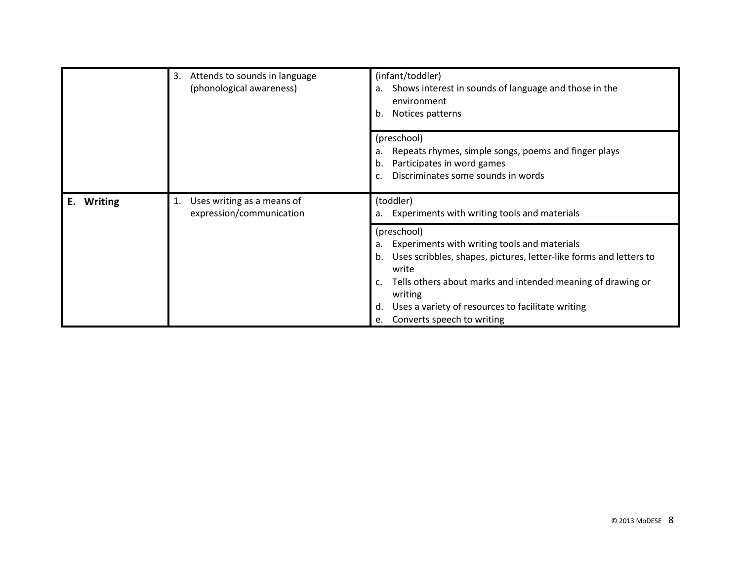| | | |
|---|---|---|
| | 3. Attends to sounds in language (phonological awareness) | (infant/toddler)<br>a. Shows interest in sounds of language and those in the environment<br>b. Notices patterns |
| | | (preschool)<br>a. Repeats rhymes, simple songs, poems and finger plays<br>b. Participates in word games<br>c. Discriminates some sounds in words |
| **E. Writing** | 1. Uses writing as a means of expression/communication | (toddler)<br>a. Experiments with writing tools and materials |
| | | (preschool)<br>a. Experiments with writing tools and materials<br>b. Uses scribbles, shapes, pictures, letter-like forms and letters to write<br>c. Tells others about marks and intended meaning of drawing or writing<br>d. Uses a variety of resources to facilitate writing<br>e. Converts speech to writing |

© 2013 MoDESE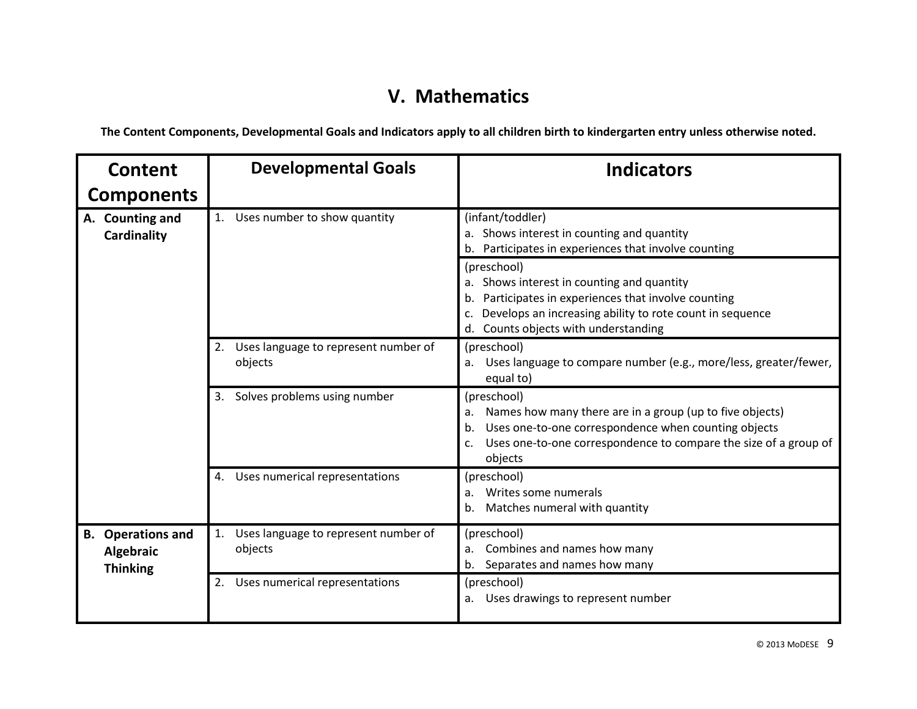# V. Mathematics

**The Content Components, Developmental Goals and Indicators apply to all children birth to kindergarten entry unless otherwise noted.**

| Content Components | Developmental Goals | Indicators |
|---|---|---|
| **A. Counting and Cardinality** | 1. Uses number to show quantity | (infant/toddler)<br>a. Shows interest in counting and quantity<br>b. Participates in experiences that involve counting |
| | | (preschool)<br>a. Shows interest in counting and quantity<br>b. Participates in experiences that involve counting<br>c. Develops an increasing ability to rote count in sequence<br>d. Counts objects with understanding |
| | 2. Uses language to represent number of objects | (preschool)<br>a. Uses language to compare number (e.g., more/less, greater/fewer, equal to) |
| | 3. Solves problems using number | (preschool)<br>a. Names how many there are in a group (up to five objects)<br>b. Uses one-to-one correspondence when counting objects<br>c. Uses one-to-one correspondence to compare the size of a group of objects |
| | 4. Uses numerical representations | (preschool)<br>a. Writes some numerals<br>b. Matches numeral with quantity |
| **B. Operations and Algebraic Thinking** | 1. Uses language to represent number of objects | (preschool)<br>a. Combines and names how many<br>b. Separates and names how many |
| | 2. Uses numerical representations | (preschool)<br>a. Uses drawings to represent number |

© 2013 MoDESE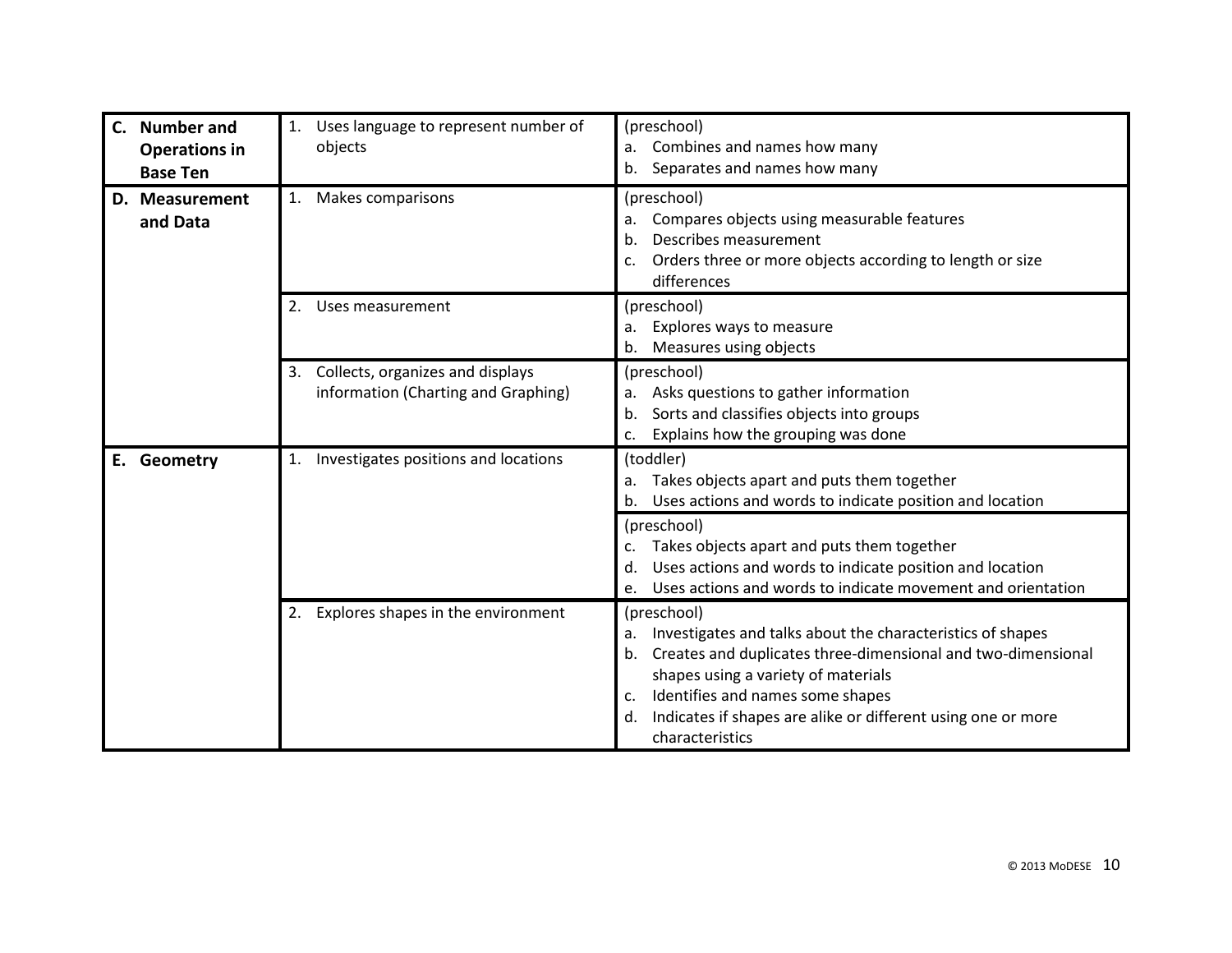| | | |
|---|---|---|
| **C. Number and Operations in Base Ten** | 1. Uses language to represent number of objects | (preschool)<br>a. Combines and names how many<br>b. Separates and names how many |
| **D. Measurement and Data** | 1. Makes comparisons | (preschool)<br>a. Compares objects using measurable features<br>b. Describes measurement<br>c. Orders three or more objects according to length or size differences |
| | 2. Uses measurement | (preschool)<br>a. Explores ways to measure<br>b. Measures using objects |
| | 3. Collects, organizes and displays information (Charting and Graphing) | (preschool)<br>a. Asks questions to gather information<br>b. Sorts and classifies objects into groups<br>c. Explains how the grouping was done |
| **E. Geometry** | 1. Investigates positions and locations | (toddler)<br>a. Takes objects apart and puts them together<br>b. Uses actions and words to indicate position and location |
| | | (preschool)<br>c. Takes objects apart and puts them together<br>d. Uses actions and words to indicate position and location<br>e. Uses actions and words to indicate movement and orientation |
| | 2. Explores shapes in the environment | (preschool)<br>a. Investigates and talks about the characteristics of shapes<br>b. Creates and duplicates three-dimensional and two-dimensional shapes using a variety of materials<br>c. Identifies and names some shapes<br>d. Indicates if shapes are alike or different using one or more characteristics |

© 2013 MoDESE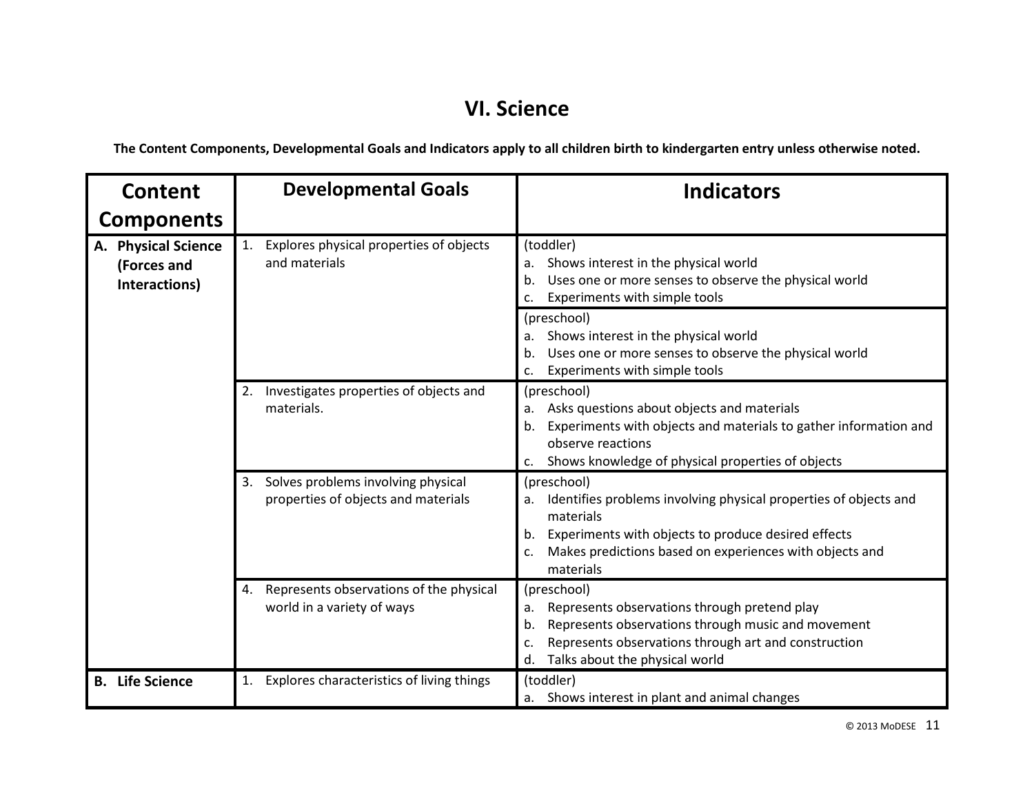# VI. Science

**The Content Components, Developmental Goals and Indicators apply to all children birth to kindergarten entry unless otherwise noted.**

| Content Components | Developmental Goals | Indicators |
|---|---|---|
| **A. Physical Science (Forces and Interactions)** | 1. Explores physical properties of objects and materials | (toddler)<br>a. Shows interest in the physical world<br>b. Uses one or more senses to observe the physical world<br>c. Experiments with simple tools |
| | | (preschool)<br>a. Shows interest in the physical world<br>b. Uses one or more senses to observe the physical world<br>c. Experiments with simple tools |
| | 2. Investigates properties of objects and materials. | (preschool)<br>a. Asks questions about objects and materials<br>b. Experiments with objects and materials to gather information and observe reactions<br>c. Shows knowledge of physical properties of objects |
| | 3. Solves problems involving physical properties of objects and materials | (preschool)<br>a. Identifies problems involving physical properties of objects and materials<br>b. Experiments with objects to produce desired effects<br>c. Makes predictions based on experiences with objects and materials |
| | 4. Represents observations of the physical world in a variety of ways | (preschool)<br>a. Represents observations through pretend play<br>b. Represents observations through music and movement<br>c. Represents observations through art and construction<br>d. Talks about the physical world |
| **B. Life Science** | 1. Explores characteristics of living things | (toddler)<br>a. Shows interest in plant and animal changes |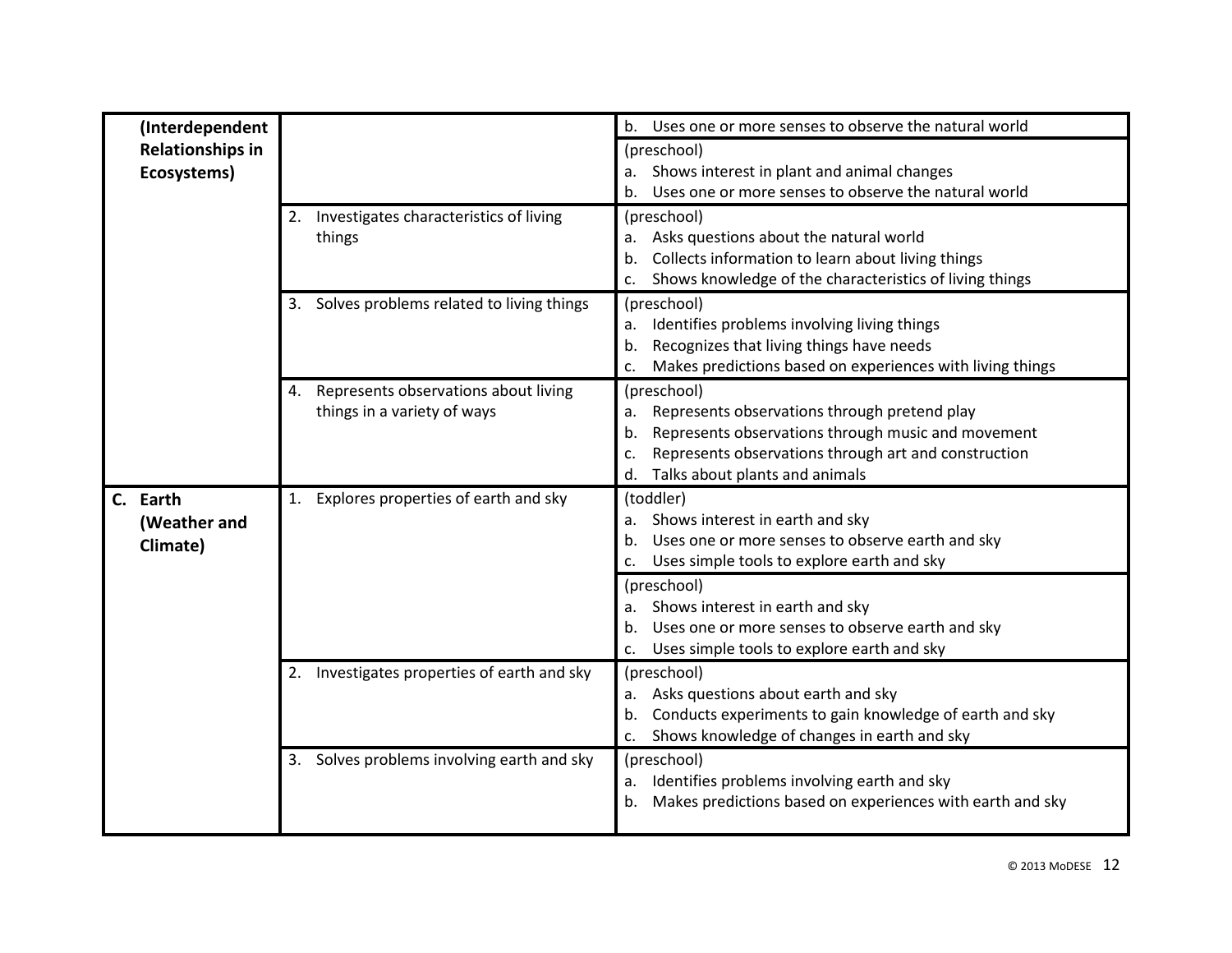| | | |
|---|---|---|
| (Interdependent Relationships in Ecosystems) | | b. Uses one or more senses to observe the natural world |
| | | (preschool)<br>a. Shows interest in plant and animal changes<br>b. Uses one or more senses to observe the natural world |
| | 2. Investigates characteristics of living things | (preschool)<br>a. Asks questions about the natural world<br>b. Collects information to learn about living things<br>c. Shows knowledge of the characteristics of living things |
| | 3. Solves problems related to living things | (preschool)<br>a. Identifies problems involving living things<br>b. Recognizes that living things have needs<br>c. Makes predictions based on experiences with living things |
| | 4. Represents observations about living things in a variety of ways | (preschool)<br>a. Represents observations through pretend play<br>b. Represents observations through music and movement<br>c. Represents observations through art and construction<br>d. Talks about plants and animals |
| C. Earth (Weather and Climate) | 1. Explores properties of earth and sky | (toddler)<br>a. Shows interest in earth and sky<br>b. Uses one or more senses to observe earth and sky<br>c. Uses simple tools to explore earth and sky |
| | | (preschool)<br>a. Shows interest in earth and sky<br>b. Uses one or more senses to observe earth and sky<br>c. Uses simple tools to explore earth and sky |
| | 2. Investigates properties of earth and sky | (preschool)<br>a. Asks questions about earth and sky<br>b. Conducts experiments to gain knowledge of earth and sky<br>c. Shows knowledge of changes in earth and sky |
| | 3. Solves problems involving earth and sky | (preschool)<br>a. Identifies problems involving earth and sky<br>b. Makes predictions based on experiences with earth and sky |

© 2013 MoDESE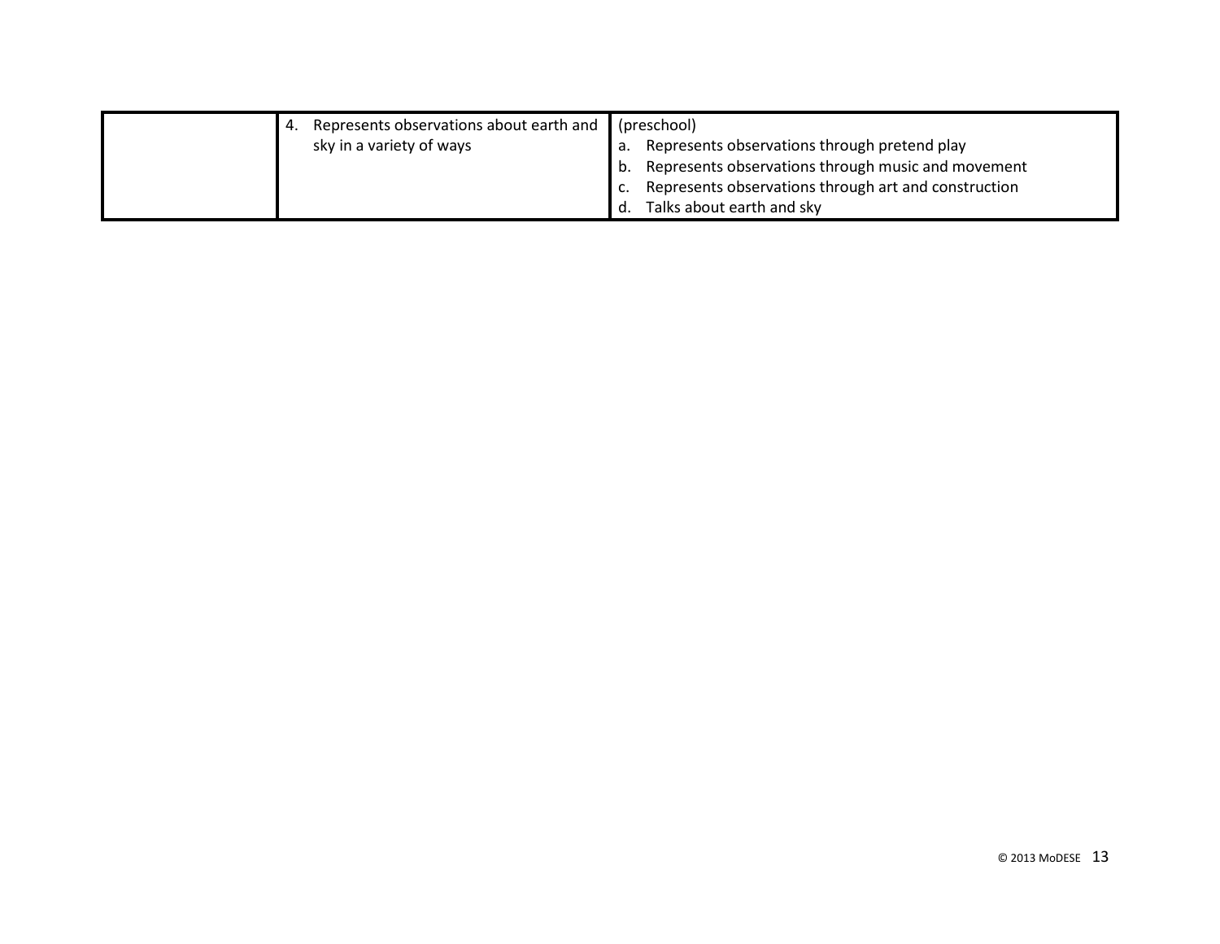| | | |
|---|---|---|
| | 4. Represents observations about earth and sky in a variety of ways | (preschool)<br>a. Represents observations through pretend play<br>b. Represents observations through music and movement<br>c. Represents observations through art and construction<br>d. Talks about earth and sky |

© 2013 MoDESE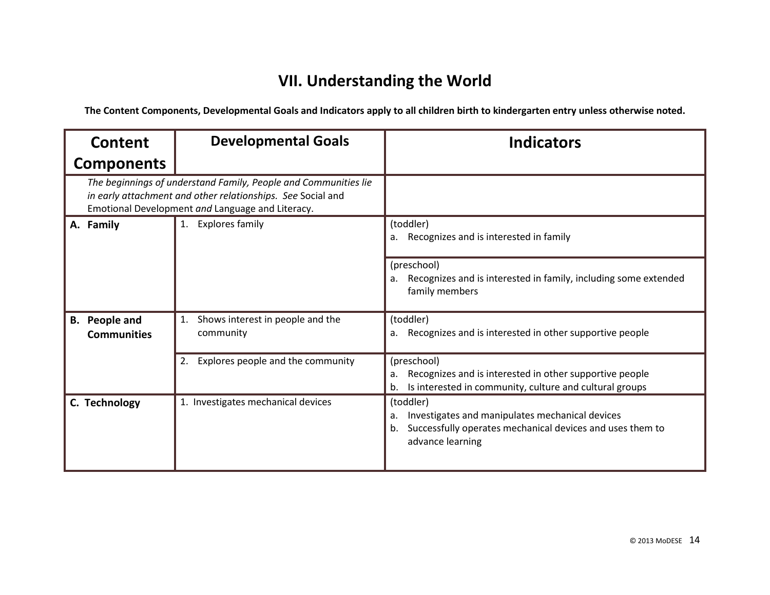# VII. Understanding the World

**The Content Components, Developmental Goals and Indicators apply to all children birth to kindergarten entry unless otherwise noted.**

| Content Components | Developmental Goals | Indicators |
|---|---|---|
| *The beginnings of understand Family, People and Communities lie in early attachment and other relationships. See* Social and Emotional Development *and* Language and Literacy. | | |
| **A. Family** | 1. Explores family | (toddler)<br>a. Recognizes and is interested in family |
| | | (preschool)<br>a. Recognizes and is interested in family, including some extended family members |
| **B. People and Communities** | 1. Shows interest in people and the community | (toddler)<br>a. Recognizes and is interested in other supportive people |
| | 2. Explores people and the community | (preschool)<br>a. Recognizes and is interested in other supportive people<br>b. Is interested in community, culture and cultural groups |
| **C. Technology** | 1. Investigates mechanical devices | (toddler)<br>a. Investigates and manipulates mechanical devices<br>b. Successfully operates mechanical devices and uses them to advance learning |

© 2013 MoDESE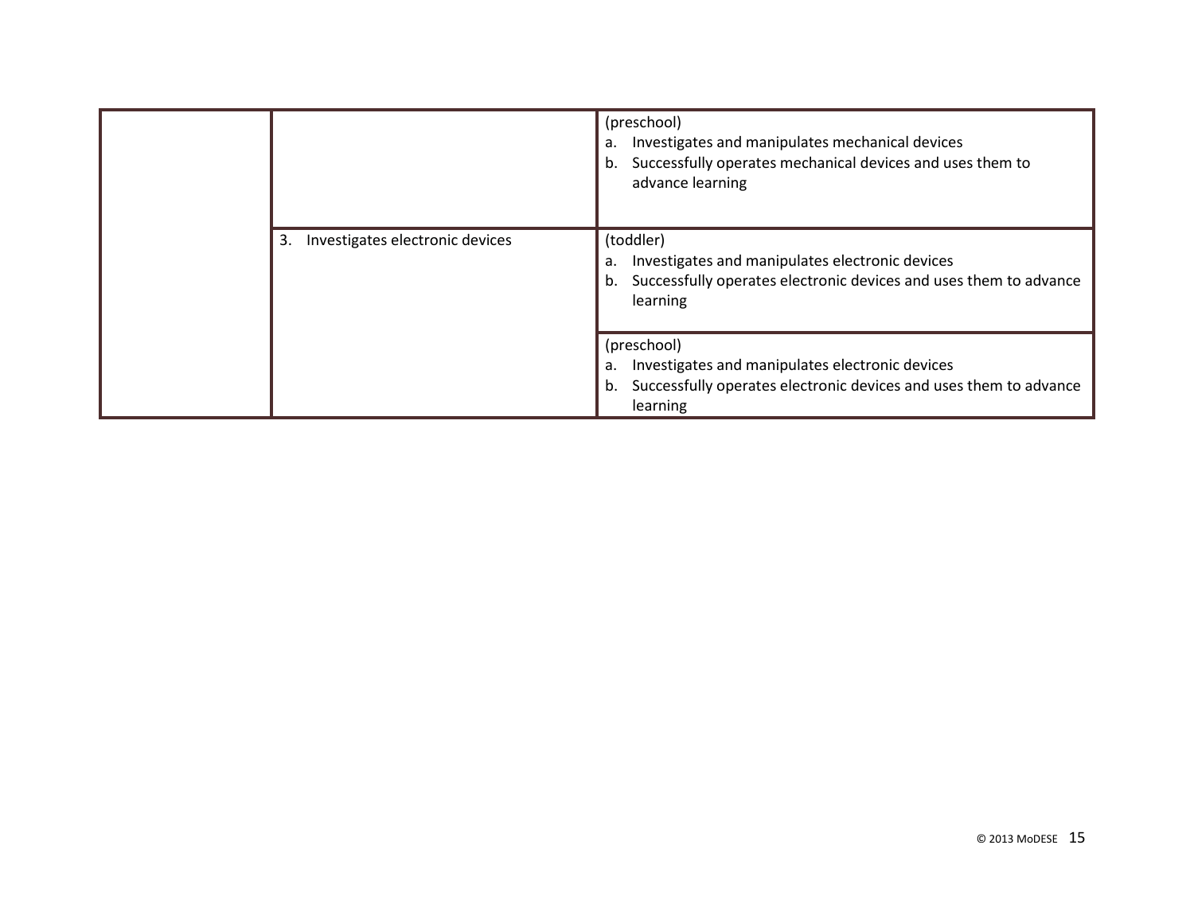|  |  |  |
|---|---|---|
|  |  | (preschool)<br>a. Investigates and manipulates mechanical devices<br>b. Successfully operates mechanical devices and uses them to advance learning |
|  | 3. Investigates electronic devices | (toddler)<br>a. Investigates and manipulates electronic devices<br>b. Successfully operates electronic devices and uses them to advance learning |
|  |  | (preschool)<br>a. Investigates and manipulates electronic devices<br>b. Successfully operates electronic devices and uses them to advance learning |

© 2013 MoDESE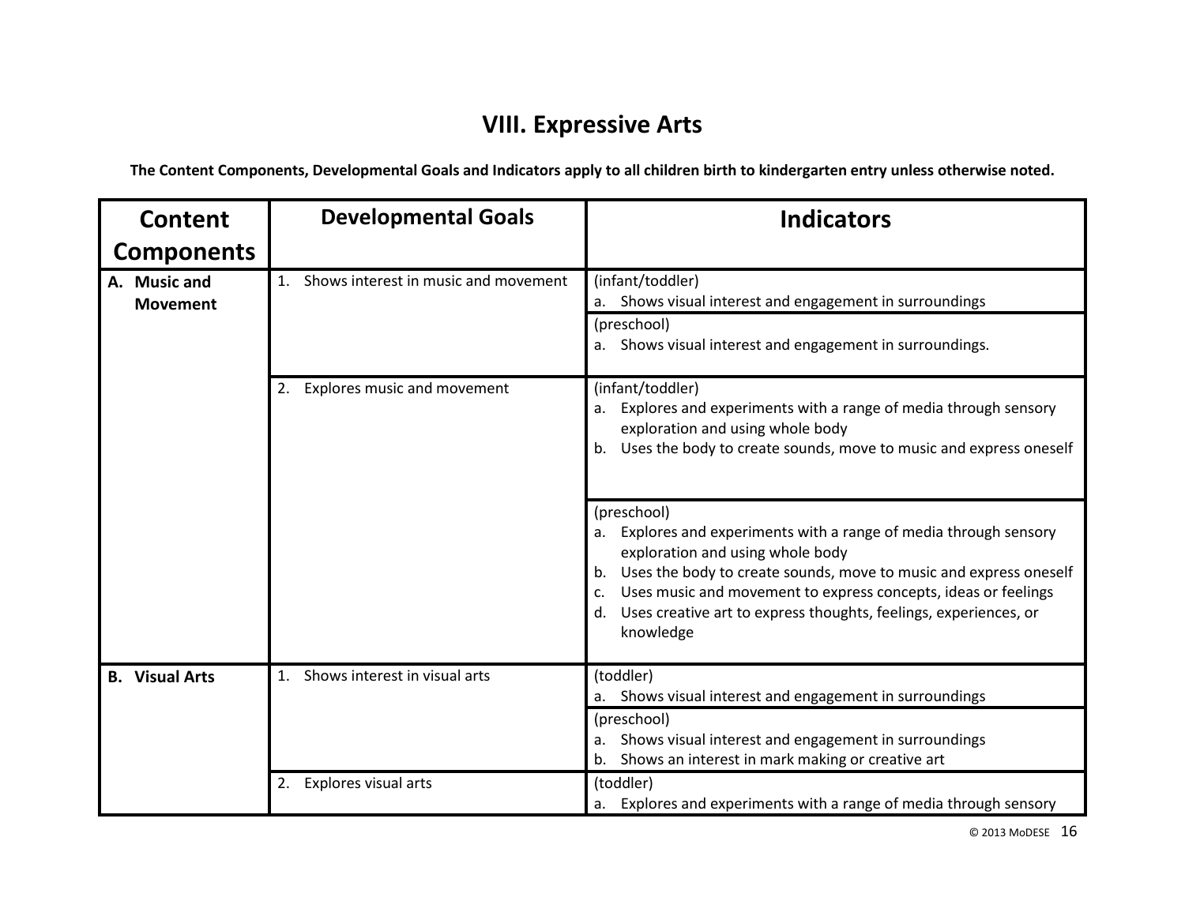# VIII. Expressive Arts

**The Content Components, Developmental Goals and Indicators apply to all children birth to kindergarten entry unless otherwise noted.**

| Content Components | Developmental Goals | Indicators |
|---|---|---|
| A. Music and Movement | 1. Shows interest in music and movement | (infant/toddler)<br>a. Shows visual interest and engagement in surroundings |
| | | (preschool)<br>a. Shows visual interest and engagement in surroundings. |
| | 2. Explores music and movement | (infant/toddler)<br>a. Explores and experiments with a range of media through sensory exploration and using whole body<br>b. Uses the body to create sounds, move to music and express oneself |
| | | (preschool)<br>a. Explores and experiments with a range of media through sensory exploration and using whole body<br>b. Uses the body to create sounds, move to music and express oneself<br>c. Uses music and movement to express concepts, ideas or feelings<br>d. Uses creative art to express thoughts, feelings, experiences, or knowledge |
| B. Visual Arts | 1. Shows interest in visual arts | (toddler)<br>a. Shows visual interest and engagement in surroundings |
| | | (preschool)<br>a. Shows visual interest and engagement in surroundings<br>b. Shows an interest in mark making or creative art |
| | 2. Explores visual arts | (toddler)<br>a. Explores and experiments with a range of media through sensory |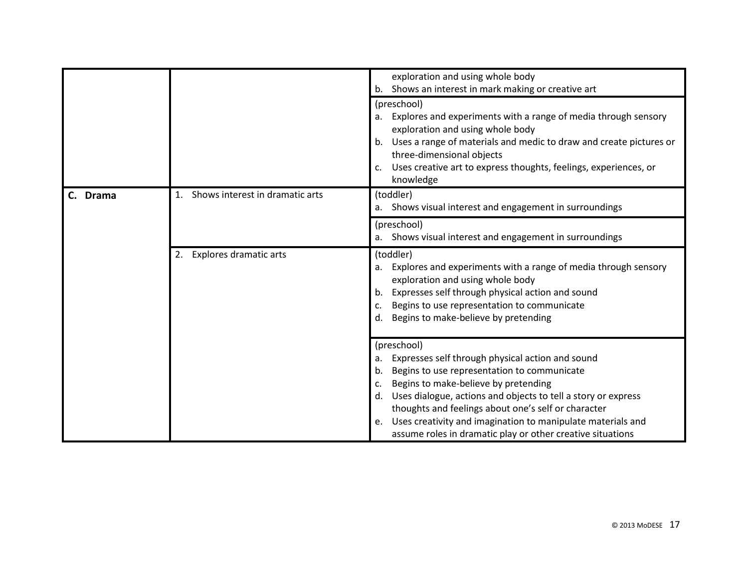| | | |
|---|---|---|
| | | exploration and using whole body<br>b. Shows an interest in mark making or creative art |
| | | (preschool)<br>a. Explores and experiments with a range of media through sensory exploration and using whole body<br>b. Uses a range of materials and medic to draw and create pictures or three-dimensional objects<br>c. Uses creative art to express thoughts, feelings, experiences, or knowledge |
| **C. Drama** | 1. Shows interest in dramatic arts | (toddler)<br>a. Shows visual interest and engagement in surroundings |
| | | (preschool)<br>a. Shows visual interest and engagement in surroundings |
| | 2. Explores dramatic arts | (toddler)<br>a. Explores and experiments with a range of media through sensory exploration and using whole body<br>b. Expresses self through physical action and sound<br>c. Begins to use representation to communicate<br>d. Begins to make-believe by pretending |
| | | (preschool)<br>a. Expresses self through physical action and sound<br>b. Begins to use representation to communicate<br>c. Begins to make-believe by pretending<br>d. Uses dialogue, actions and objects to tell a story or express thoughts and feelings about one's self or character<br>e. Uses creativity and imagination to manipulate materials and assume roles in dramatic play or other creative situations |

© 2013 MoDESE